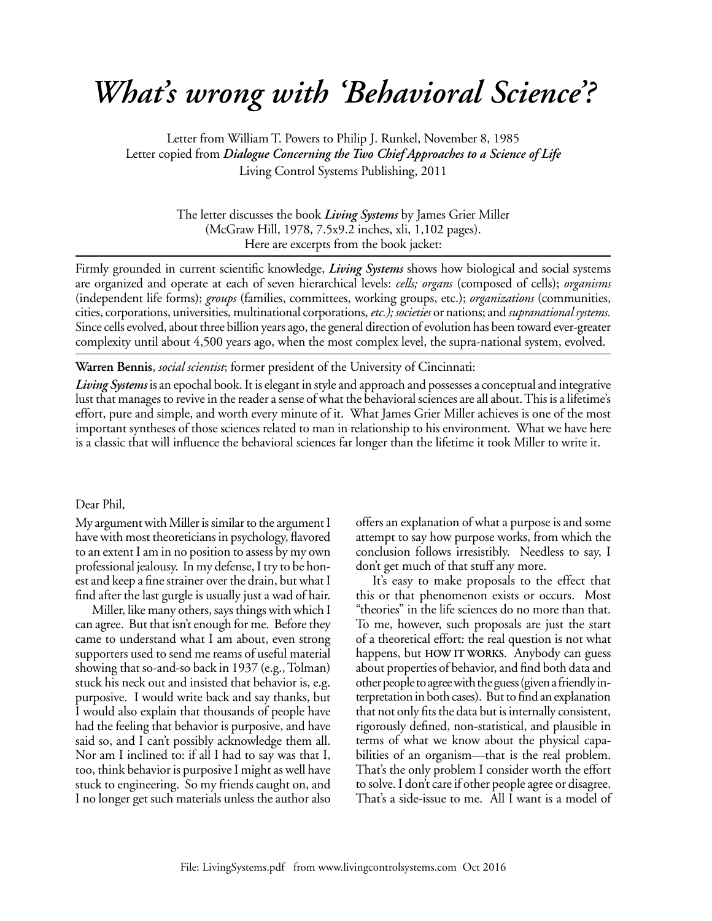# *What's wrong with 'Behavioral Science'?*

Letter from William T. Powers to Philip J. Runkel, November 8, 1985
Letter copied from ***Dialogue Concerning the Two Chief Approaches to a Science of Life***
Living Control Systems Publishing, 2011

The letter discusses the book ***Living Systems*** by James Grier Miller
(McGraw Hill, 1978, 7.5x9.2 inches, xli, 1,102 pages).
Here are excerpts from the book jacket:

---

Firmly grounded in current scientific knowledge, ***Living Systems*** shows how biological and social systems are organized and operate at each of seven hierarchical levels: *cells; organs* (composed of cells); *organisms* (independent life forms); *groups* (families, committees, working groups, etc.); *organizations* (communities, cities, corporations, universities, multinational corporations, *etc.); societies* or nations; and *supranational systems.* Since cells evolved, about three billion years ago, the general direction of evolution has been toward ever-greater complexity until about 4,500 years ago, when the most complex level, the supra-national system, evolved.

---

**Warren Bennis**, *social scientist*; former president of the University of Cincinnati:

***Living Systems*** is an epochal book. It is elegant in style and approach and possesses a conceptual and integrative lust that manages to revive in the reader a sense of what the behavioral sciences are all about. This is a lifetime's effort, pure and simple, and worth every minute of it. What James Grier Miller achieves is one of the most important syntheses of those sciences related to man in relationship to his environment. What we have here is a classic that will influence the behavioral sciences far longer than the lifetime it took Miller to write it.

Dear Phil,

My argument with Miller is similar to the argument I have with most theoreticians in psychology, flavored to an extent I am in no position to assess by my own professional jealousy. In my defense, I try to be honest and keep a fine strainer over the drain, but what I find after the last gurgle is usually just a wad of hair.

Miller, like many others, says things with which I can agree. But that isn't enough for me. Before they came to understand what I am about, even strong supporters used to send me reams of useful material showing that so-and-so back in 1937 (e.g., Tolman) stuck his neck out and insisted that behavior is, e.g. purposive. I would write back and say thanks, but I would also explain that thousands of people have had the feeling that behavior is purposive, and have said so, and I can't possibly acknowledge them all. Nor am I inclined to: if all I had to say was that I, too, think behavior is purposive I might as well have stuck to engineering. So my friends caught on, and I no longer get such materials unless the author also offers an explanation of what a purpose is and some attempt to say how purpose works, from which the conclusion follows irresistibly. Needless to say, I don't get much of that stuff any more.

It's easy to make proposals to the effect that this or that phenomenon exists or occurs. Most "theories" in the life sciences do no more than that. To me, however, such proposals are just the start of a theoretical effort: the real question is not what happens, but **HOW IT WORKS**. Anybody can guess about properties of behavior, and find both data and other people to agree with the guess (given a friendly interpretation in both cases). But to find an explanation that not only fits the data but is internally consistent, rigorously defined, non-statistical, and plausible in terms of what we know about the physical capabilities of an organism—that is the real problem. That's the only problem I consider worth the effort to solve. I don't care if other people agree or disagree. That's a side-issue to me. All I want is a model of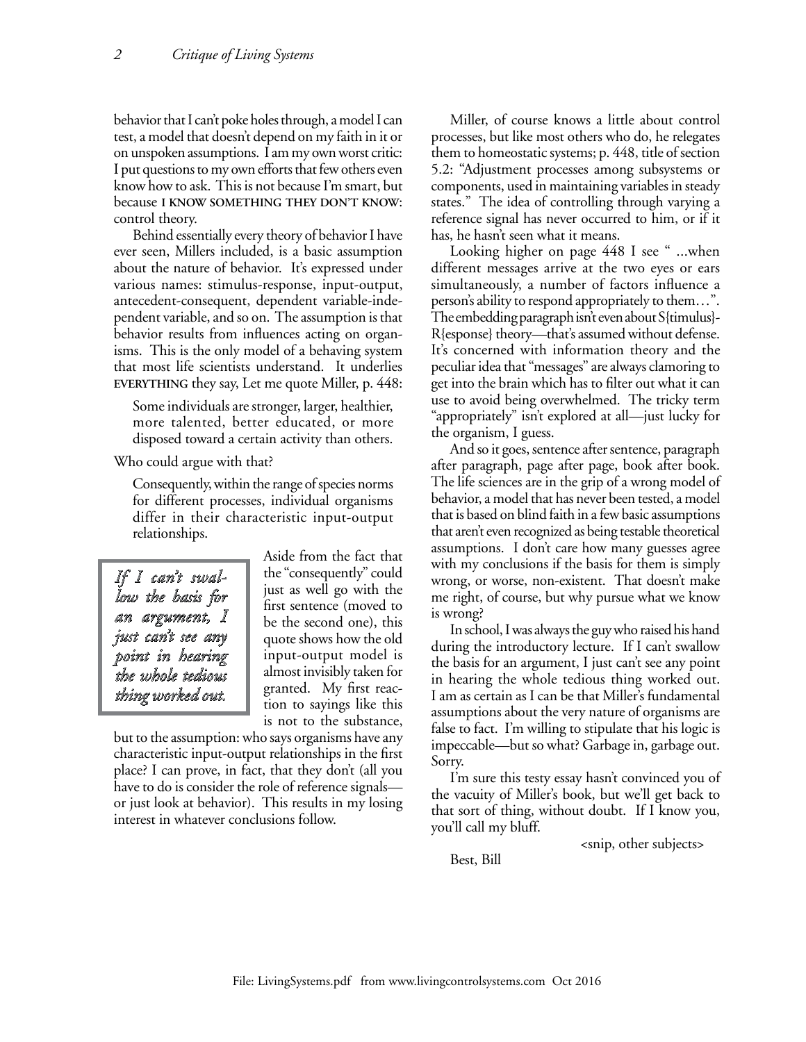behavior that I can't poke holes through, a model I can test, a model that doesn't depend on my faith in it or on unspoken assumptions. I am my own worst critic: I put questions to my own efforts that few others even know how to ask. This is not because I'm smart, but because **I KNOW SOMETHING THEY DON'T KNOW**: control theory.

Behind essentially every theory of behavior I have ever seen, Millers included, is a basic assumption about the nature of behavior. It's expressed under various names: stimulus-response, input-output, antecedent-consequent, dependent variable-independent variable, and so on. The assumption is that behavior results from influences acting on organisms. This is the only model of a behaving system that most life scientists understand. It underlies **EVERYTHING** they say, Let me quote Miller, p. 448:

> Some individuals are stronger, larger, healthier, more talented, better educated, or more disposed toward a certain activity than others.

Who could argue with that?

> Consequently, within the range of species norms for different processes, individual organisms differ in their characteristic input-output relationships.

> *If I can't swallow the basis for an argument, I just can't see any point in hearing the whole tedious thing worked out.*

Aside from the fact that the "consequently" could just as well go with the first sentence (moved to be the second one), this quote shows how the old input-output model is almost invisibly taken for granted. My first reaction to sayings like this is not to the substance, but to the assumption: who says organisms have any characteristic input-output relationships in the first place? I can prove, in fact, that they don't (all you have to do is consider the role of reference signals—or just look at behavior). This results in my losing interest in whatever conclusions follow.

Miller, of course knows a little about control processes, but like most others who do, he relegates them to homeostatic systems; p. 448, title of section 5.2: "Adjustment processes among subsystems or components, used in maintaining variables in steady states." The idea of controlling through varying a reference signal has never occurred to him, or if it has, he hasn't seen what it means.

Looking higher on page 448 I see " ...when different messages arrive at the two eyes or ears simultaneously, a number of factors influence a person's ability to respond appropriately to them…". The embedding paragraph isn't even about S{timulus}-R{esponse} theory—that's assumed without defense. It's concerned with information theory and the peculiar idea that "messages" are always clamoring to get into the brain which has to filter out what it can use to avoid being overwhelmed. The tricky term "appropriately" isn't explored at all—just lucky for the organism, I guess.

And so it goes, sentence after sentence, paragraph after paragraph, page after page, book after book. The life sciences are in the grip of a wrong model of behavior, a model that has never been tested, a model that is based on blind faith in a few basic assumptions that aren't even recognized as being testable theoretical assumptions. I don't care how many guesses agree with my conclusions if the basis for them is simply wrong, or worse, non-existent. That doesn't make me right, of course, but why pursue what we know is wrong?

In school, I was always the guy who raised his hand during the introductory lecture. If I can't swallow the basis for an argument, I just can't see any point in hearing the whole tedious thing worked out. I am as certain as I can be that Miller's fundamental assumptions about the very nature of organisms are false to fact. I'm willing to stipulate that his logic is impeccable—but so what? Garbage in, garbage out. Sorry.

I'm sure this testy essay hasn't convinced you of the vacuity of Miller's book, but we'll get back to that sort of thing, without doubt. If I know you, you'll call my bluff.

<snip, other subjects>

Best, Bill

File: LivingSystems.pdf from www.livingcontrolsystems.com Oct 2016